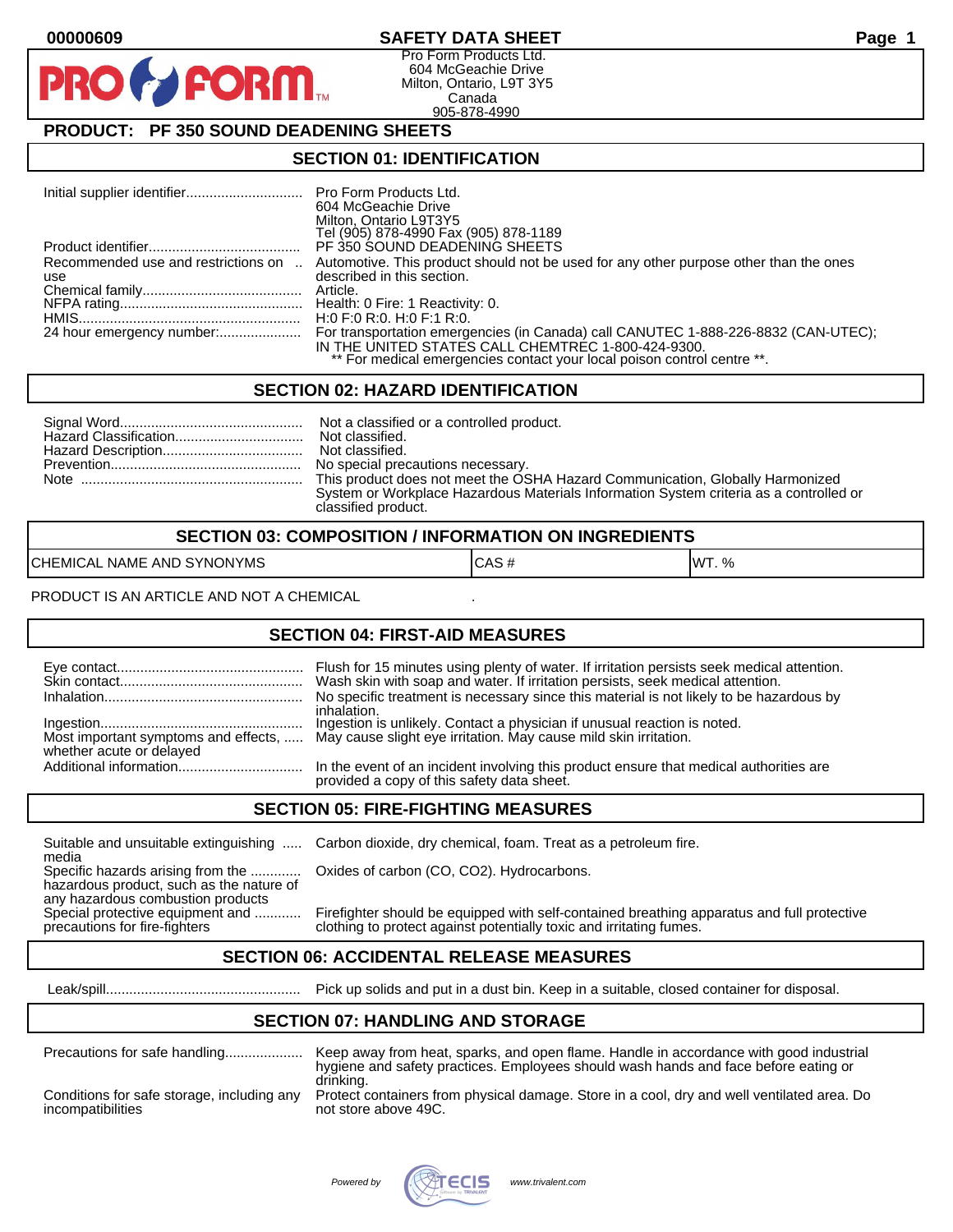# SAFETY DATA SHEET

00000609

Pro Form Products Ltd.
604 McGeachie Drive
Milton, Ontario, L9T 3Y5
Canada
905-878-4990

## PRODUCT: PF 350 SOUND DEADENING SHEETS

## SECTION 01: IDENTIFICATION

| | |
|---|---|
| Initial supplier identifier | Pro Form Products Ltd. 604 McGeachie Drive Milton, Ontario L9T3Y5 Tel (905) 878-4990 Fax (905) 878-1189 |
| Product identifier | PF 350 SOUND DEADENING SHEETS |
| Recommended use and restrictions on use | Automotive. This product should not be used for any other purpose other than the ones described in this section. |
| Chemical family | Article. |
| NFPA rating | Health: 0 Fire: 1 Reactivity: 0. |
| HMIS | H:0 F:0 R:0. H:0 F:1 R:0. |
| 24 hour emergency number: | For transportation emergencies (in Canada) call CANUTEC 1-888-226-8832 (CAN-UTEC); IN THE UNITED STATES CALL CHEMTREC 1-800-424-9300. ** For medical emergencies contact your local poison control centre **. |

## SECTION 02: HAZARD IDENTIFICATION

| | |
|---|---|
| Signal Word | Not a classified or a controlled product. |
| Hazard Classification | Not classified. |
| Hazard Description | Not classified. |
| Prevention | No special precautions necessary. |
| Note | This product does not meet the OSHA Hazard Communication, Globally Harmonized System or Workplace Hazardous Materials Information System criteria as a controlled or classified product. |

## SECTION 03: COMPOSITION / INFORMATION ON INGREDIENTS

| CHEMICAL NAME AND SYNONYMS | CAS # | WT. % |
|---|---|---|

PRODUCT IS AN ARTICLE AND NOT A CHEMICAL .

## SECTION 04: FIRST-AID MEASURES

| | |
|---|---|
| Eye contact | Flush for 15 minutes using plenty of water. If irritation persists seek medical attention. |
| Skin contact | Wash skin with soap and water. If irritation persists, seek medical attention. |
| Inhalation | No specific treatment is necessary since this material is not likely to be hazardous by inhalation. |
| Ingestion | Ingestion is unlikely. Contact a physician if unusual reaction is noted. |
| Most important symptoms and effects, whether acute or delayed | May cause slight eye irritation. May cause mild skin irritation. |
| Additional information | In the event of an incident involving this product ensure that medical authorities are provided a copy of this safety data sheet. |

## SECTION 05: FIRE-FIGHTING MEASURES

| | |
|---|---|
| Suitable and unsuitable extinguishing media | Carbon dioxide, dry chemical, foam. Treat as a petroleum fire. |
| Specific hazards arising from the hazardous product, such as the nature of any hazardous combustion products | Oxides of carbon (CO, $CO_2$). Hydrocarbons. |
| Special protective equipment and precautions for fire-fighters | Firefighter should be equipped with self-contained breathing apparatus and full protective clothing to protect against potentially toxic and irritating fumes. |

## SECTION 06: ACCIDENTAL RELEASE MEASURES

| | |
|---|---|
| Leak/spill | Pick up solids and put in a dust bin. Keep in a suitable, closed container for disposal. |

## SECTION 07: HANDLING AND STORAGE

| | |
|---|---|
| Precautions for safe handling | Keep away from heat, sparks, and open flame. Handle in accordance with good industrial hygiene and safety practices. Employees should wash hands and face before eating or drinking. |
| Conditions for safe storage, including any incompatibilities | Protect containers from physical damage. Store in a cool, dry and well ventilated area. Do not store above 49C. |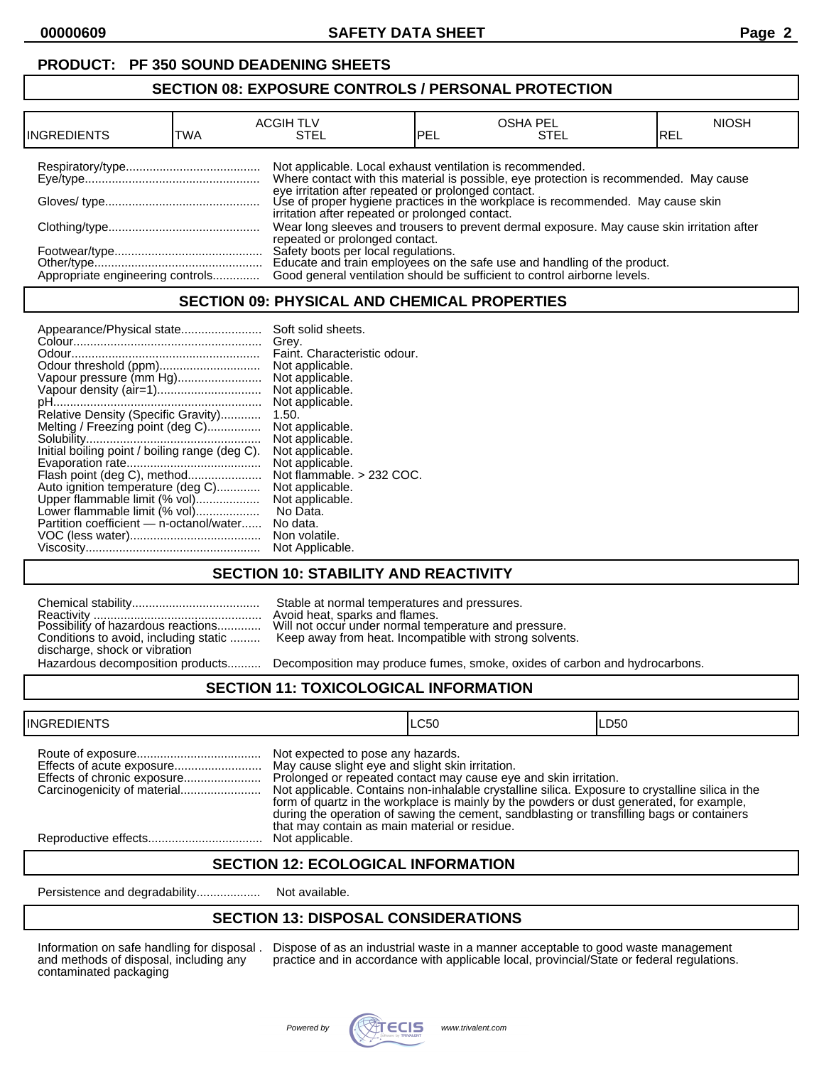## PRODUCT: PF 350 SOUND DEADENING SHEETS

## SECTION 08: EXPOSURE CONTROLS / PERSONAL PROTECTION

| INGREDIENTS | ACGIH TLV | | OSHA PEL | | NIOSH |
|---|---|---|---|---|---|
| | TWA | STEL | PEL | STEL | REL |

| | |
|---|---|
| Respiratory/type | Not applicable. Local exhaust ventilation is recommended. |
| Eye/type | Where contact with this material is possible, eye protection is recommended. May cause eye irritation after repeated or prolonged contact. |
| Gloves/ type | Use of proper hygiene practices in the workplace is recommended. May cause skin irritation after repeated or prolonged contact. |
| Clothing/type | Wear long sleeves and trousers to prevent dermal exposure. May cause skin irritation after repeated or prolonged contact. |
| Footwear/type | Safety boots per local regulations. |
| Other/type | Educate and train employees on the safe use and handling of the product. |
| Appropriate engineering controls | Good general ventilation should be sufficient to control airborne levels. |

## SECTION 09: PHYSICAL AND CHEMICAL PROPERTIES

| | |
|---|---|
| Appearance/Physical state | Soft solid sheets. |
| Colour | Grey. |
| Odour | Faint. Characteristic odour. |
| Odour threshold (ppm) | Not applicable. |
| Vapour pressure (mm Hg) | Not applicable. |
| Vapour density (air=1) | Not applicable. |
| pH | Not applicable. |
| Relative Density (Specific Gravity) | 1.50. |
| Melting / Freezing point (deg C) | Not applicable. |
| Solubility | Not applicable. |
| Initial boiling point / boiling range (deg C). | Not applicable. |
| Evaporation rate | Not applicable. |
| Flash point (deg C), method | Not flammable. > 232 COC. |
| Auto ignition temperature (deg C) | Not applicable. |
| Upper flammable limit (% vol) | Not applicable. |
| Lower flammable limit (% vol) | No Data. |
| Partition coefficient — n-octanol/water | No data. |
| VOC (less water) | Non volatile. |
| Viscosity | Not Applicable. |

## SECTION 10: STABILITY AND REACTIVITY

| | |
|---|---|
| Chemical stability | Stable at normal temperatures and pressures. |
| Reactivity | Avoid heat, sparks and flames. |
| Possibility of hazardous reactions | Will not occur under normal temperature and pressure. |
| Conditions to avoid, including static discharge, shock or vibration | Keep away from heat. Incompatible with strong solvents. |
| Hazardous decomposition products | Decomposition may produce fumes, smoke, oxides of carbon and hydrocarbons. |

## SECTION 11: TOXICOLOGICAL INFORMATION

| INGREDIENTS | LC50 | LD50 |
|---|---|---|

| | |
|---|---|
| Route of exposure | Not expected to pose any hazards. |
| Effects of acute exposure | May cause slight eye and slight skin irritation. |
| Effects of chronic exposure | Prolonged or repeated contact may cause eye and skin irritation. |
| Carcinogenicity of material | Not applicable. Contains non-inhalable crystalline silica. Exposure to crystalline silica in the form of quartz in the workplace is mainly by the powders or dust generated, for example, during the operation of sawing the cement, sandblasting or transfilling bags or containers that may contain as main material or residue. |
| Reproductive effects | Not applicable. |

## SECTION 12: ECOLOGICAL INFORMATION

Persistence and degradability: Not available.

## SECTION 13: DISPOSAL CONSIDERATIONS

| | |
|---|---|
| Information on safe handling for disposal and methods of disposal, including any contaminated packaging | Dispose of as an industrial waste in a manner acceptable to good waste management practice and in accordance with applicable local, provincial/State or federal regulations. |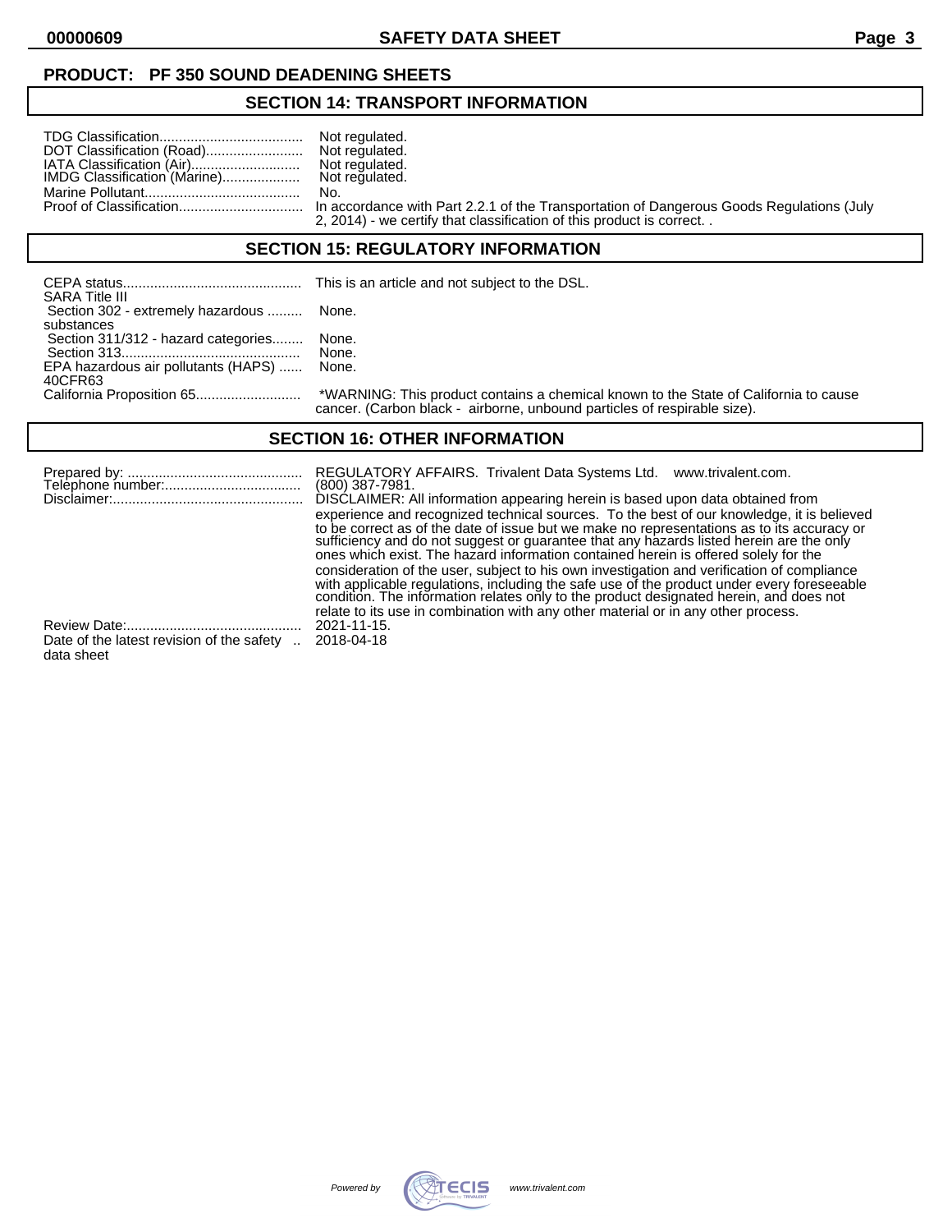**PRODUCT: PF 350 SOUND DEADENING SHEETS**

## SECTION 14: TRANSPORT INFORMATION

| | |
|---|---|
| TDG Classification | Not regulated. |
| DOT Classification (Road) | Not regulated. |
| IATA Classification (Air) | Not regulated. |
| IMDG Classification (Marine) | Not regulated. |
| Marine Pollutant | No. |
| Proof of Classification | In accordance with Part 2.2.1 of the Transportation of Dangerous Goods Regulations (July 2, 2014) - we certify that classification of this product is correct. . |

## SECTION 15: REGULATORY INFORMATION

| | |
|---|---|
| CEPA status | This is an article and not subject to the DSL. |
| SARA Title III | |
| Section 302 - extremely hazardous substances | None. |
| Section 311/312 - hazard categories | None. |
| Section 313 | None. |
| EPA hazardous air pollutants (HAPS) 40CFR63 | None. |
| California Proposition 65 | *WARNING: This product contains a chemical known to the State of California to cause cancer. (Carbon black - airborne, unbound particles of respirable size). |

## SECTION 16: OTHER INFORMATION

| | |
|---|---|
| Prepared by: | REGULATORY AFFAIRS. Trivalent Data Systems Ltd. www.trivalent.com. |
| Telephone number: | (800) 387-7981. |
| Disclaimer: | DISCLAIMER: All information appearing herein is based upon data obtained from experience and recognized technical sources. To the best of our knowledge, it is believed to be correct as of the date of issue but we make no representations as to its accuracy or sufficiency and do not suggest or guarantee that any hazards listed herein are the only ones which exist. The hazard information contained herein is offered solely for the consideration of the user, subject to his own investigation and verification of compliance with applicable regulations, including the safe use of the product under every foreseeable condition. The information relates only to the product designated herein, and does not relate to its use in combination with any other material or in any other process. |
| Review Date: | 2021-11-15. |
| Date of the latest revision of the safety data sheet | 2018-04-18 |